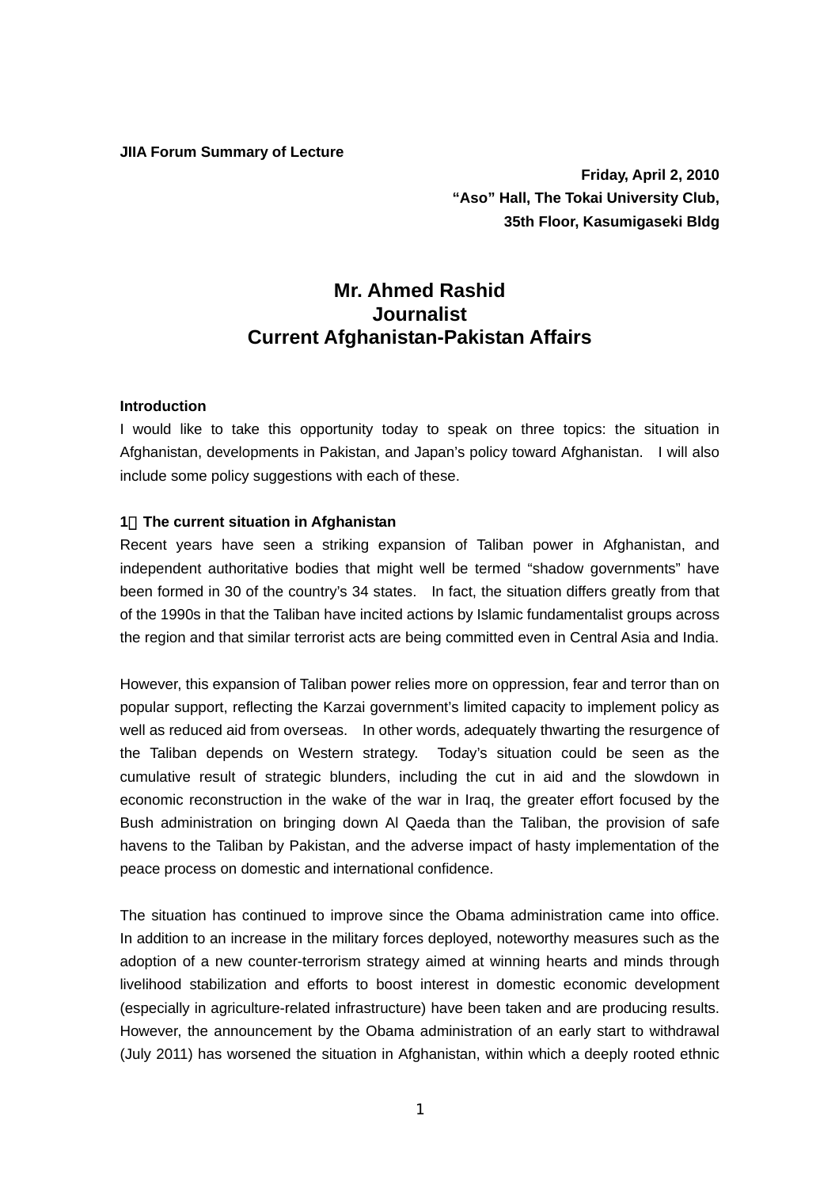**JIIA Forum Summary of Lecture**

**Friday, April 2, 2010**
**"Aso" Hall, The Tokai University Club,**
**35th Floor, Kasumigaseki Bldg**

# Mr. Ahmed Rashid
# Journalist
# Current Afghanistan-Pakistan Affairs

**Introduction**

I would like to take this opportunity today to speak on three topics: the situation in Afghanistan, developments in Pakistan, and Japan's policy toward Afghanistan. I will also include some policy suggestions with each of these.

**1．The current situation in Afghanistan**

Recent years have seen a striking expansion of Taliban power in Afghanistan, and independent authoritative bodies that might well be termed "shadow governments" have been formed in 30 of the country's 34 states. In fact, the situation differs greatly from that of the 1990s in that the Taliban have incited actions by Islamic fundamentalist groups across the region and that similar terrorist acts are being committed even in Central Asia and India.

However, this expansion of Taliban power relies more on oppression, fear and terror than on popular support, reflecting the Karzai government's limited capacity to implement policy as well as reduced aid from overseas. In other words, adequately thwarting the resurgence of the Taliban depends on Western strategy. Today's situation could be seen as the cumulative result of strategic blunders, including the cut in aid and the slowdown in economic reconstruction in the wake of the war in Iraq, the greater effort focused by the Bush administration on bringing down Al Qaeda than the Taliban, the provision of safe havens to the Taliban by Pakistan, and the adverse impact of hasty implementation of the peace process on domestic and international confidence.

The situation has continued to improve since the Obama administration came into office. In addition to an increase in the military forces deployed, noteworthy measures such as the adoption of a new counter-terrorism strategy aimed at winning hearts and minds through livelihood stabilization and efforts to boost interest in domestic economic development (especially in agriculture-related infrastructure) have been taken and are producing results. However, the announcement by the Obama administration of an early start to withdrawal (July 2011) has worsened the situation in Afghanistan, within which a deeply rooted ethnic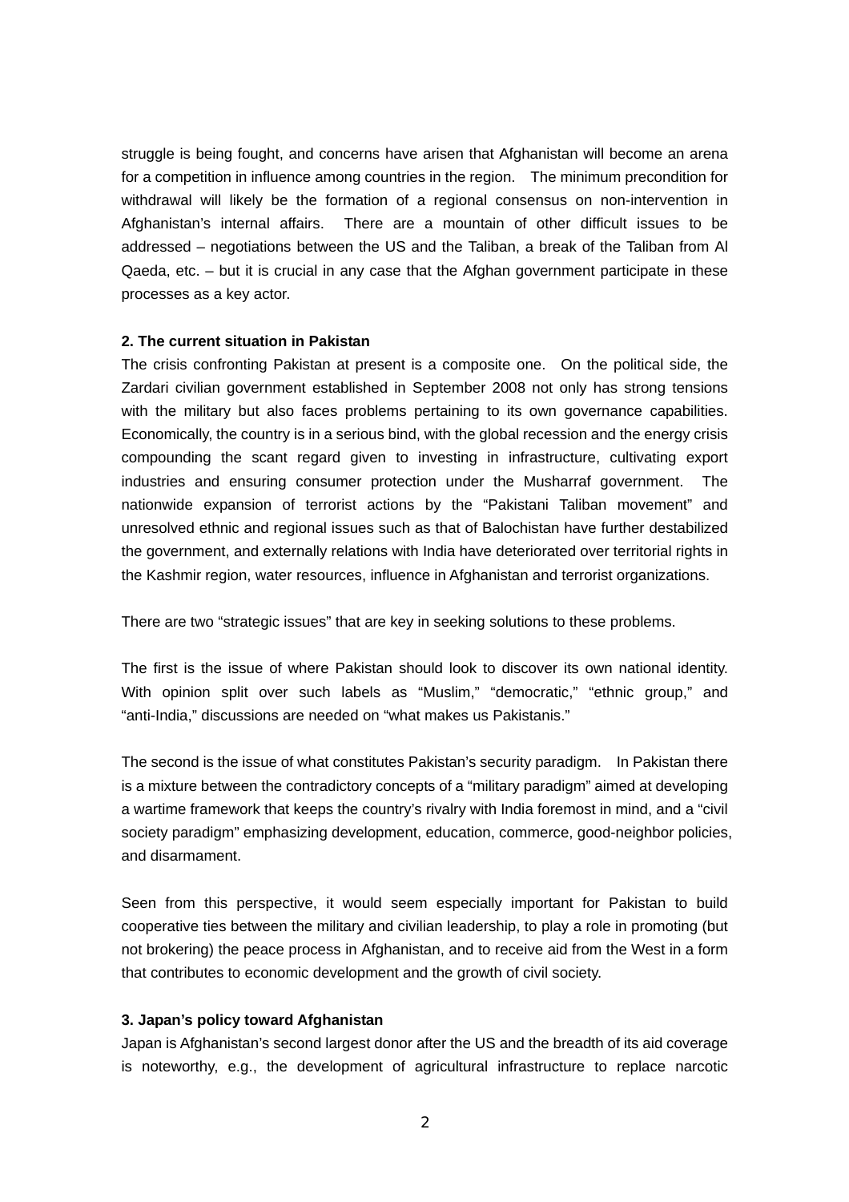struggle is being fought, and concerns have arisen that Afghanistan will become an arena for a competition in influence among countries in the region. The minimum precondition for withdrawal will likely be the formation of a regional consensus on non-intervention in Afghanistan's internal affairs. There are a mountain of other difficult issues to be addressed – negotiations between the US and the Taliban, a break of the Taliban from Al Qaeda, etc. – but it is crucial in any case that the Afghan government participate in these processes as a key actor.

**2. The current situation in Pakistan**

The crisis confronting Pakistan at present is a composite one. On the political side, the Zardari civilian government established in September 2008 not only has strong tensions with the military but also faces problems pertaining to its own governance capabilities. Economically, the country is in a serious bind, with the global recession and the energy crisis compounding the scant regard given to investing in infrastructure, cultivating export industries and ensuring consumer protection under the Musharraf government. The nationwide expansion of terrorist actions by the "Pakistani Taliban movement" and unresolved ethnic and regional issues such as that of Balochistan have further destabilized the government, and externally relations with India have deteriorated over territorial rights in the Kashmir region, water resources, influence in Afghanistan and terrorist organizations.

There are two "strategic issues" that are key in seeking solutions to these problems.

The first is the issue of where Pakistan should look to discover its own national identity. With opinion split over such labels as "Muslim," "democratic," "ethnic group," and "anti-India," discussions are needed on "what makes us Pakistanis."

The second is the issue of what constitutes Pakistan's security paradigm. In Pakistan there is a mixture between the contradictory concepts of a "military paradigm" aimed at developing a wartime framework that keeps the country's rivalry with India foremost in mind, and a "civil society paradigm" emphasizing development, education, commerce, good-neighbor policies, and disarmament.

Seen from this perspective, it would seem especially important for Pakistan to build cooperative ties between the military and civilian leadership, to play a role in promoting (but not brokering) the peace process in Afghanistan, and to receive aid from the West in a form that contributes to economic development and the growth of civil society.

**3. Japan's policy toward Afghanistan**

Japan is Afghanistan's second largest donor after the US and the breadth of its aid coverage is noteworthy, e.g., the development of agricultural infrastructure to replace narcotic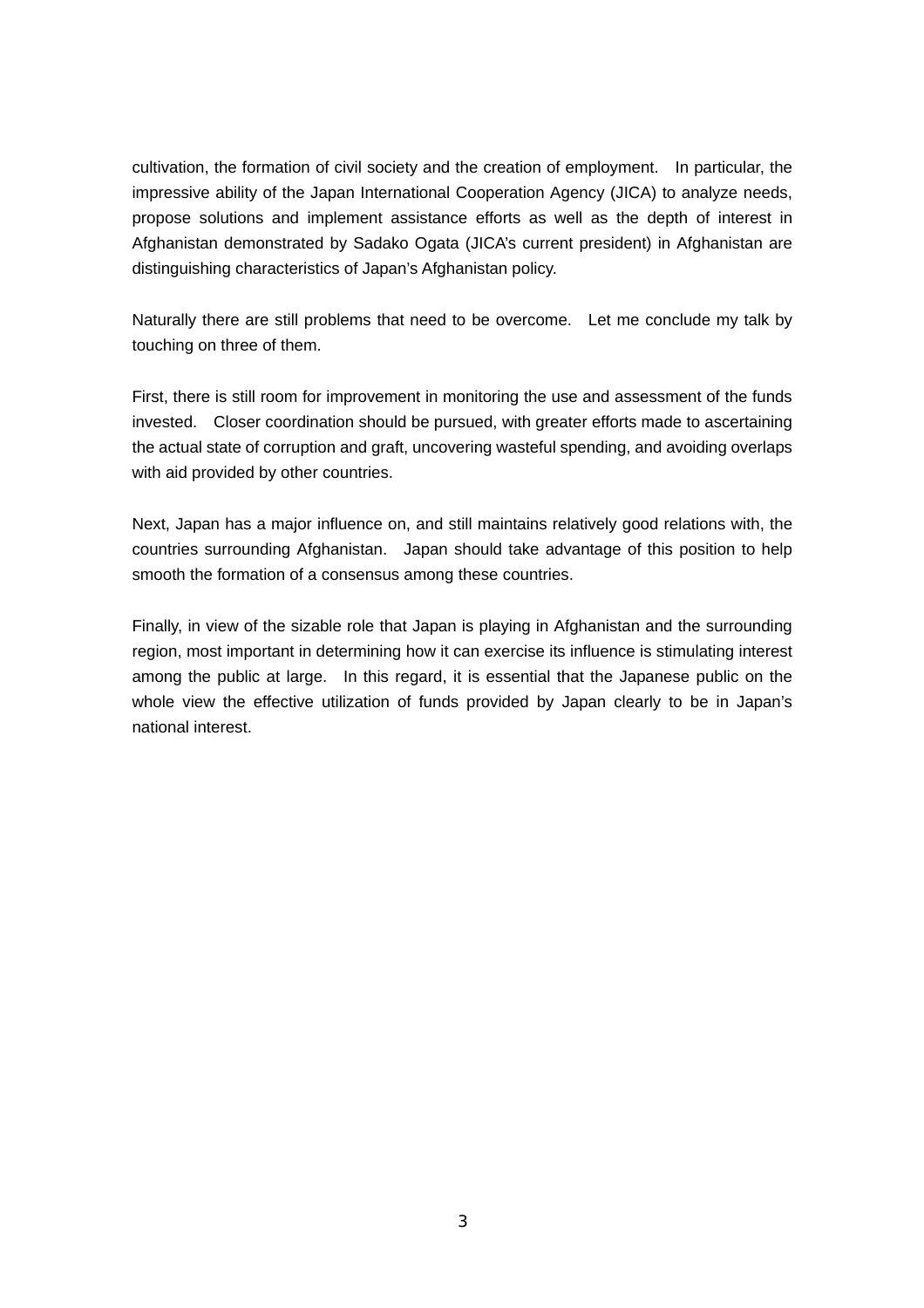cultivation, the formation of civil society and the creation of employment. In particular, the impressive ability of the Japan International Cooperation Agency (JICA) to analyze needs, propose solutions and implement assistance efforts as well as the depth of interest in Afghanistan demonstrated by Sadako Ogata (JICA's current president) in Afghanistan are distinguishing characteristics of Japan's Afghanistan policy.

Naturally there are still problems that need to be overcome. Let me conclude my talk by touching on three of them.

First, there is still room for improvement in monitoring the use and assessment of the funds invested. Closer coordination should be pursued, with greater efforts made to ascertaining the actual state of corruption and graft, uncovering wasteful spending, and avoiding overlaps with aid provided by other countries.

Next, Japan has a major influence on, and still maintains relatively good relations with, the countries surrounding Afghanistan. Japan should take advantage of this position to help smooth the formation of a consensus among these countries.

Finally, in view of the sizable role that Japan is playing in Afghanistan and the surrounding region, most important in determining how it can exercise its influence is stimulating interest among the public at large. In this regard, it is essential that the Japanese public on the whole view the effective utilization of funds provided by Japan clearly to be in Japan's national interest.